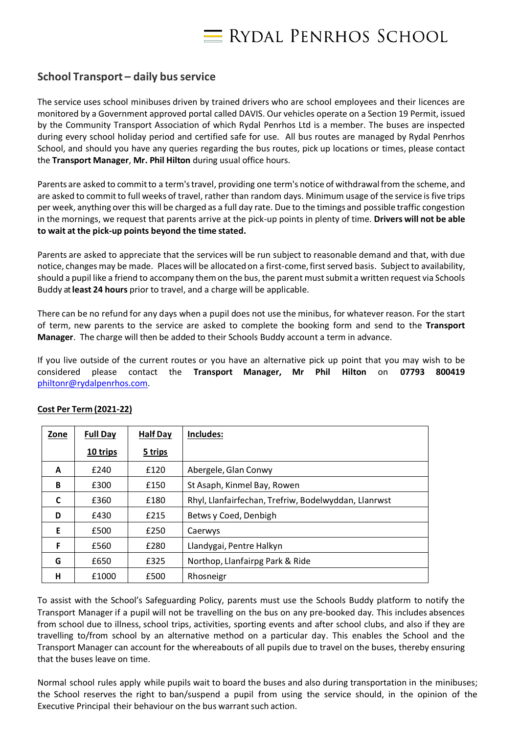# RYDAL PENRHOS SCHOOL

## School Transport – daily bus service

The service uses school minibuses driven by trained drivers who are school employees and their licences are monitored by a Government approved portal called DAVIS. Our vehicles operate on a Section 19 Permit, issued by the Community Transport Association of which Rydal Penrhos Ltd is a member. The buses are inspected during every school holiday period and certified safe for use. All bus routes are managed by Rydal Penrhos School, and should you have any queries regarding the bus routes, pick up locations or times, please contact the **Transport Manager**, **Mr. Phil Hilton** during usual office hours.

Parents are asked to commit to a term's travel, providing one term's notice of withdrawal from the scheme, and are asked to commit to full weeks of travel, rather than random days. Minimum usage of the service is five trips per week, anything over this will be charged as a full day rate. Due to the timings and possible traffic congestion in the mornings, we request that parents arrive at the pick-up points in plenty of time. **Drivers will not be able to wait at the pick-up points beyond the time stated.**

Parents are asked to appreciate that the services will be run subject to reasonable demand and that, with due notice, changes may be made. Places will be allocated on a first-come, first served basis. Subject to availability, should a pupil like a friend to accompany them on the bus, the parent must submit a written request via Schools Buddy at **least 24 hours** prior to travel, and a charge will be applicable.

There can be no refund for any days when a pupil does not use the minibus, for whatever reason. For the start of term, new parents to the service are asked to complete the booking form and send to the **Transport Manager**. The charge will then be added to their Schools Buddy account a term in advance.

If you live outside of the current routes or you have an alternative pick up point that you may wish to be considered please contact the **Transport Manager, Mr Phil Hilton** on **07793 800419** philtonr@rydalpenrhos.com.

**Cost Per Term (2021-22)**

| Zone | Full Day 10 trips | Half Day 5 trips | Includes: |
|---|---|---|---|
| **A** | £240 | £120 | Abergele, Glan Conwy |
| **B** | £300 | £150 | St Asaph, Kinmel Bay, Rowen |
| **C** | £360 | £180 | Rhyl, Llanfairfechan, Trefriw, Bodelwyddan, Llanrwst |
| **D** | £430 | £215 | Betws y Coed, Denbigh |
| **E** | £500 | £250 | Caerwys |
| **F** | £560 | £280 | Llandygai, Pentre Halkyn |
| **G** | £650 | £325 | Northop, Llanfairpg Park & Ride |
| **H** | £1000 | £500 | Rhosneigr |

To assist with the School's Safeguarding Policy, parents must use the Schools Buddy platform to notify the Transport Manager if a pupil will not be travelling on the bus on any pre-booked day. This includes absences from school due to illness, school trips, activities, sporting events and after school clubs, and also if they are travelling to/from school by an alternative method on a particular day. This enables the School and the Transport Manager can account for the whereabouts of all pupils due to travel on the buses, thereby ensuring that the buses leave on time.

Normal school rules apply while pupils wait to board the buses and also during transportation in the minibuses; the School reserves the right to ban/suspend a pupil from using the service should, in the opinion of the Executive Principal their behaviour on the bus warrant such action.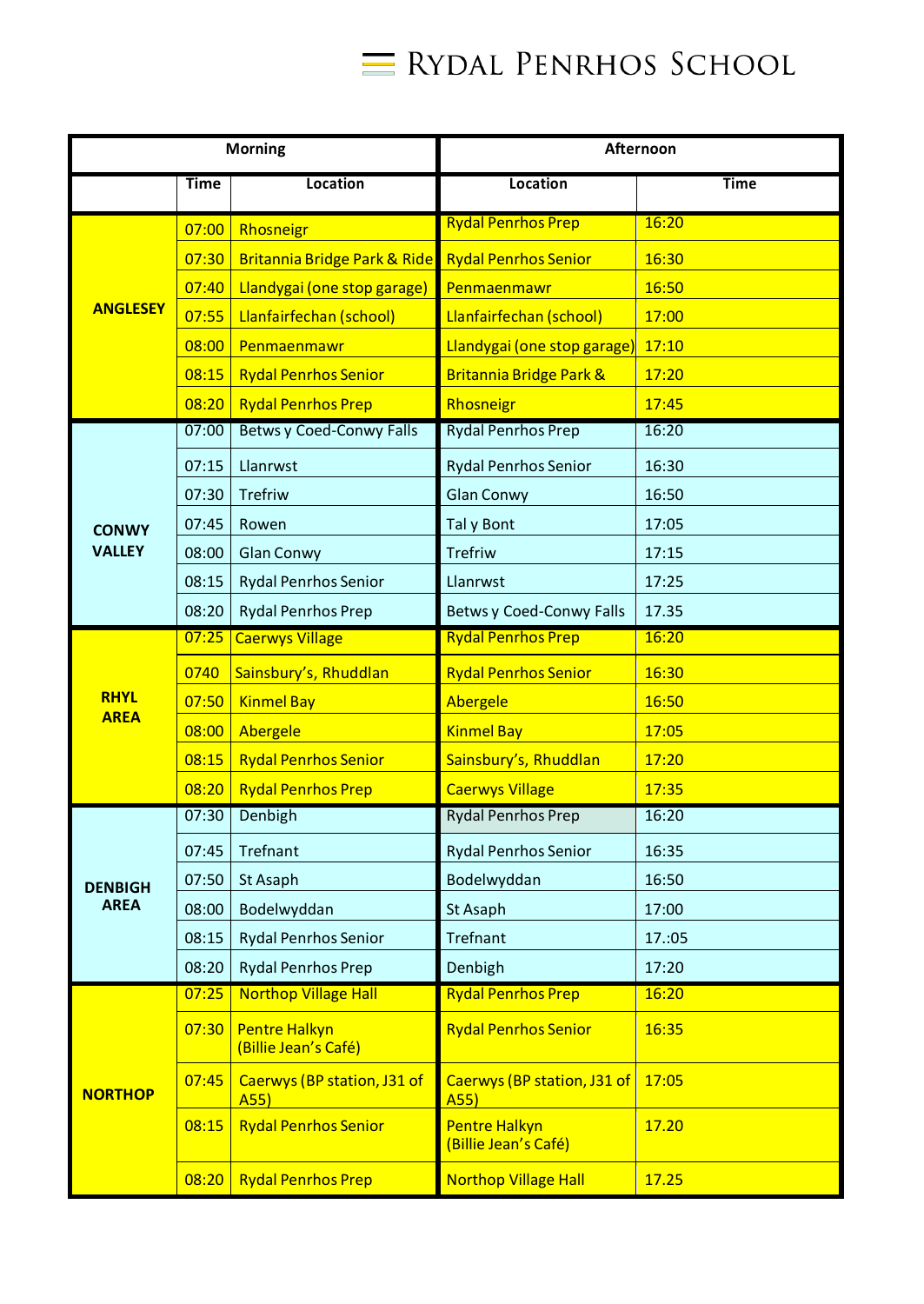# Rydal Penrhos School

| | Morning | | Afternoon | |
|---|---|---|---|---|
| | **Time** | **Location** | **Location** | **Time** |
| **ANGLESEY** | 07:00 | Rhosneigr | Rydal Penrhos Prep | 16:20 |
| | 07:30 | Britannia Bridge Park & Ride | Rydal Penrhos Senior | 16:30 |
| | 07:40 | Llandygai (one stop garage) | Penmaenmawr | 16:50 |
| | 07:55 | Llanfairfechan (school) | Llanfairfechan (school) | 17:00 |
| | 08:00 | Penmaenmawr | Llandygai (one stop garage) | 17:10 |
| | 08:15 | Rydal Penrhos Senior | Britannia Bridge Park & | 17:20 |
| | 08:20 | Rydal Penrhos Prep | Rhosneigr | 17:45 |
| **CONWY VALLEY** | 07:00 | Betws y Coed-Conwy Falls | Rydal Penrhos Prep | 16:20 |
| | 07:15 | Llanrwst | Rydal Penrhos Senior | 16:30 |
| | 07:30 | Trefriw | Glan Conwy | 16:50 |
| | 07:45 | Rowen | Tal y Bont | 17:05 |
| | 08:00 | Glan Conwy | Trefriw | 17:15 |
| | 08:15 | Rydal Penrhos Senior | Llanrwst | 17:25 |
| | 08:20 | Rydal Penrhos Prep | Betws y Coed-Conwy Falls | 17.35 |
| **RHYL AREA** | 07:25 | Caerwys Village | Rydal Penrhos Prep | 16:20 |
| | 0740 | Sainsbury's, Rhuddlan | Rydal Penrhos Senior | 16:30 |
| | 07:50 | Kinmel Bay | Abergele | 16:50 |
| | 08:00 | Abergele | Kinmel Bay | 17:05 |
| | 08:15 | Rydal Penrhos Senior | Sainsbury's, Rhuddlan | 17:20 |
| | 08:20 | Rydal Penrhos Prep | Caerwys Village | 17:35 |
| **DENBIGH AREA** | 07:30 | Denbigh | Rydal Penrhos Prep | 16:20 |
| | 07:45 | Trefnant | Rydal Penrhos Senior | 16:35 |
| | 07:50 | St Asaph | Bodelwyddan | 16:50 |
| | 08:00 | Bodelwyddan | St Asaph | 17:00 |
| | 08:15 | Rydal Penrhos Senior | Trefnant | 17.:05 |
| | 08:20 | Rydal Penrhos Prep | Denbigh | 17:20 |
| **NORTHOP** | 07:25 | Northop Village Hall | Rydal Penrhos Prep | 16:20 |
| | 07:30 | Pentre Halkyn (Billie Jean's Café) | Rydal Penrhos Senior | 16:35 |
| | 07:45 | Caerwys (BP station, J31 of A55) | Caerwys (BP station, J31 of A55) | 17:05 |
| | 08:15 | Rydal Penrhos Senior | Pentre Halkyn (Billie Jean's Café) | 17.20 |
| | 08:20 | Rydal Penrhos Prep | Northop Village Hall | 17.25 |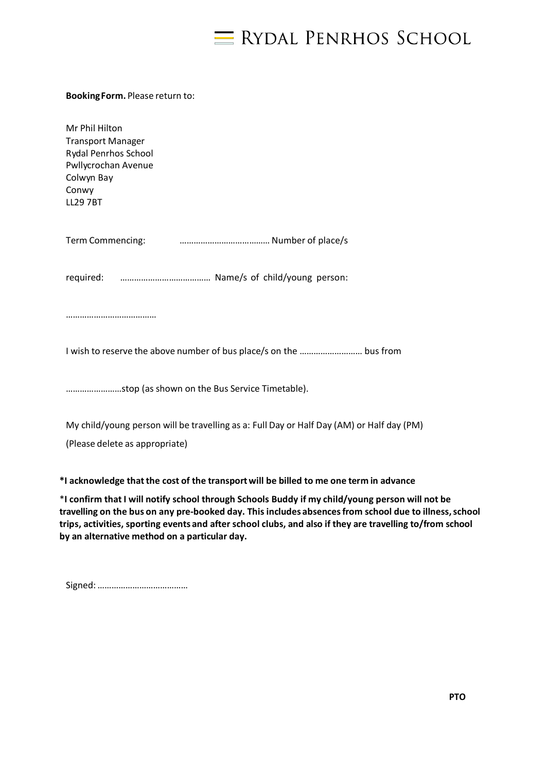# Rydal Penrhos School

**Booking Form.** Please return to:

Mr Phil Hilton
Transport Manager
Rydal Penrhos School
Pwllycrochan Avenue
Colwyn Bay
Conwy
LL29 7BT

Term Commencing: ………………………………… Number of place/s

required: ………………………………… Name/s of child/young person:

…………………………………

I wish to reserve the above number of bus place/s on the ……………………… bus from

……………………stop (as shown on the Bus Service Timetable).

My child/young person will be travelling as a: Full Day or Half Day (AM) or Half day (PM)

(Please delete as appropriate)

**\*I acknowledge that the cost of the transport will be billed to me one term in advance**

\***I confirm that I will notify school through Schools Buddy if my child/young person will not be travelling on the bus on any pre-booked day. This includes absences from school due to illness, school trips, activities, sporting events and after school clubs, and also if they are travelling to/from school by an alternative method on a particular day.**

Signed: …………………………………

**PTO**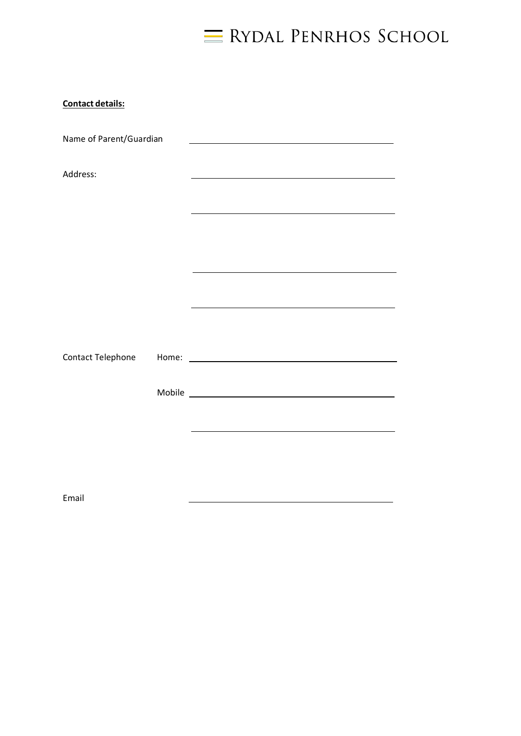RYDAL PENRHOS SCHOOL

**Contact details:**

Name of Parent/Guardian ______________________________

Address: ______________________________

______________________________

______________________________

______________________________

Contact Telephone Home: ______________________________

Mobile ______________________________

______________________________

Email ______________________________